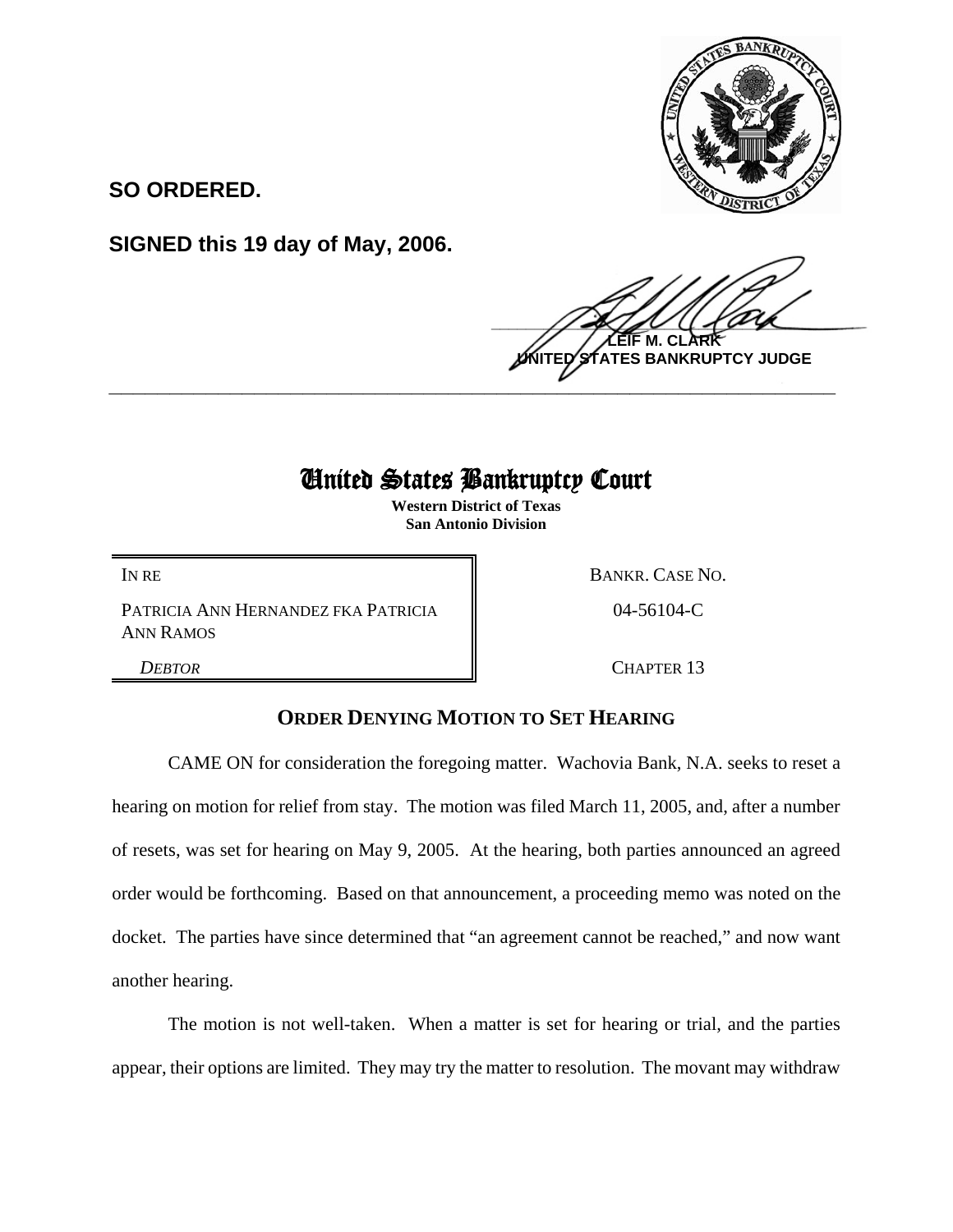**SO ORDERED.**

**SIGNED this 19 day of May, 2006.**

**LEIF M. CLARK**
**UNITED STATES BANKRUPTCY JUDGE**

---

# United States Bankruptcy Court

**Western District of Texas**
**San Antonio Division**

| | |
|---|---|
| IN RE<br><br>PATRICIA ANN HERNANDEZ FKA PATRICIA ANN RAMOS<br><br>*DEBTOR* | BANKR. CASE NO.<br><br>04-56104-C<br><br>CHAPTER 13 |

## ORDER DENYING MOTION TO SET HEARING

CAME ON for consideration the foregoing matter. Wachovia Bank, N.A. seeks to reset a hearing on motion for relief from stay. The motion was filed March 11, 2005, and, after a number of resets, was set for hearing on May 9, 2005. At the hearing, both parties announced an agreed order would be forthcoming. Based on that announcement, a proceeding memo was noted on the docket. The parties have since determined that "an agreement cannot be reached," and now want another hearing.

The motion is not well-taken. When a matter is set for hearing or trial, and the parties appear, their options are limited. They may try the matter to resolution. The movant may withdraw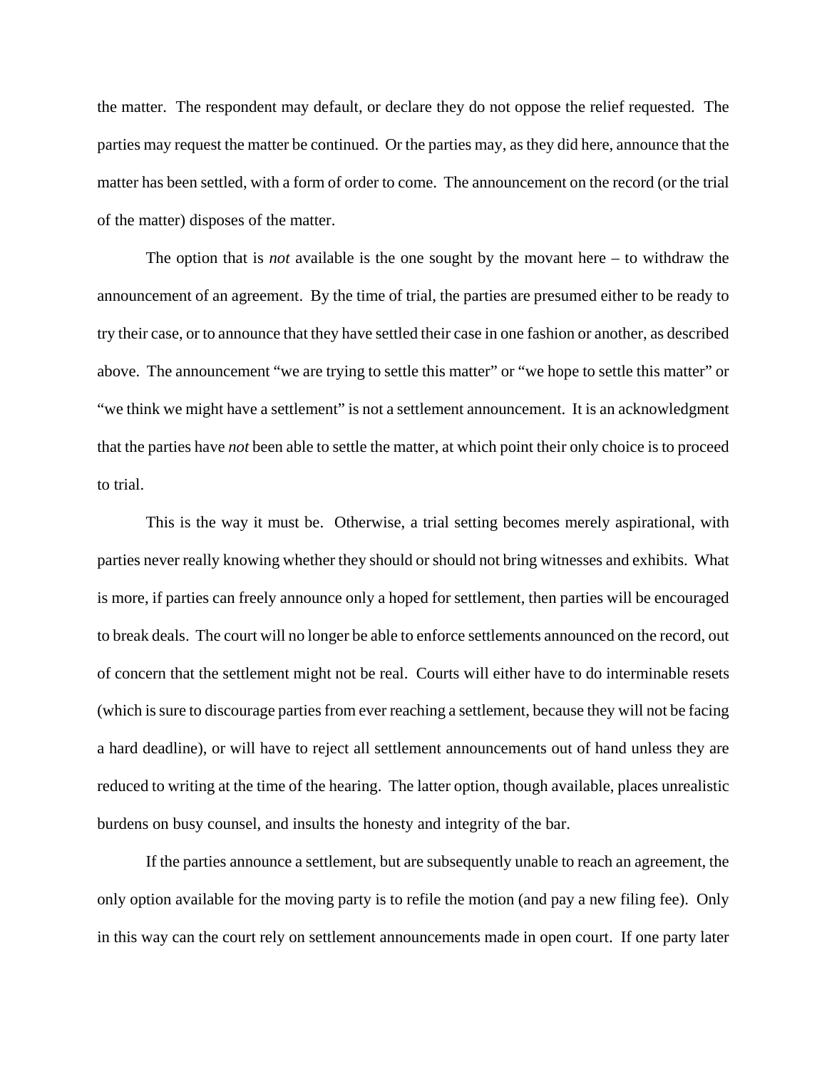the matter. The respondent may default, or declare they do not oppose the relief requested. The parties may request the matter be continued. Or the parties may, as they did here, announce that the matter has been settled, with a form of order to come. The announcement on the record (or the trial of the matter) disposes of the matter.

The option that is *not* available is the one sought by the movant here – to withdraw the announcement of an agreement. By the time of trial, the parties are presumed either to be ready to try their case, or to announce that they have settled their case in one fashion or another, as described above. The announcement "we are trying to settle this matter" or "we hope to settle this matter" or "we think we might have a settlement" is not a settlement announcement. It is an acknowledgment that the parties have *not* been able to settle the matter, at which point their only choice is to proceed to trial.

This is the way it must be. Otherwise, a trial setting becomes merely aspirational, with parties never really knowing whether they should or should not bring witnesses and exhibits. What is more, if parties can freely announce only a hoped for settlement, then parties will be encouraged to break deals. The court will no longer be able to enforce settlements announced on the record, out of concern that the settlement might not be real. Courts will either have to do interminable resets (which is sure to discourage parties from ever reaching a settlement, because they will not be facing a hard deadline), or will have to reject all settlement announcements out of hand unless they are reduced to writing at the time of the hearing. The latter option, though available, places unrealistic burdens on busy counsel, and insults the honesty and integrity of the bar.

If the parties announce a settlement, but are subsequently unable to reach an agreement, the only option available for the moving party is to refile the motion (and pay a new filing fee). Only in this way can the court rely on settlement announcements made in open court. If one party later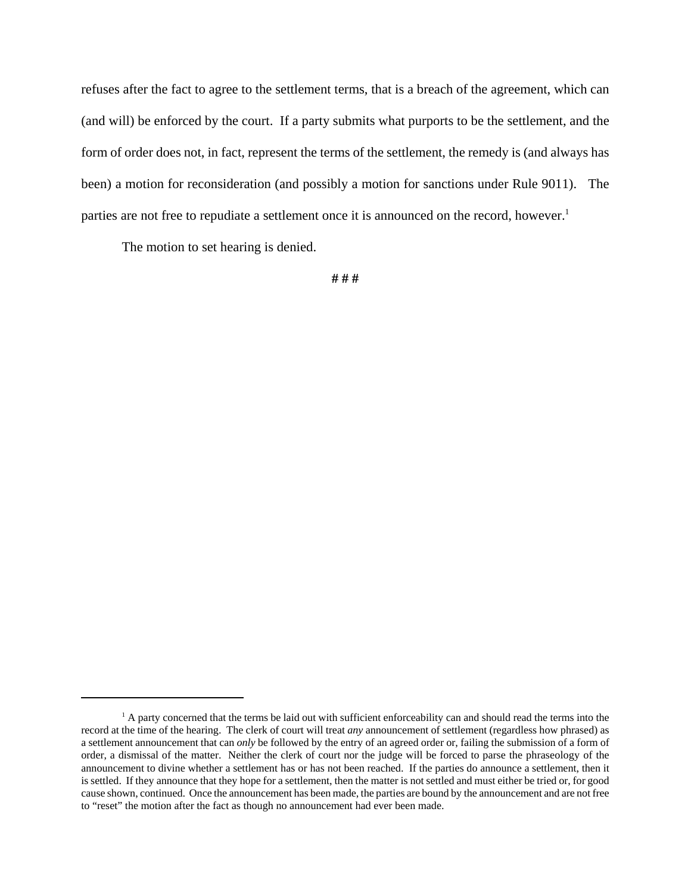refuses after the fact to agree to the settlement terms, that is a breach of the agreement, which can (and will) be enforced by the court. If a party submits what purports to be the settlement, and the form of order does not, in fact, represent the terms of the settlement, the remedy is (and always has been) a motion for reconsideration (and possibly a motion for sanctions under Rule 9011). The parties are not free to repudiate a settlement once it is announced on the record, however.[1]

The motion to set hearing is denied.

# # #

---

[1] A party concerned that the terms be laid out with sufficient enforceability can and should read the terms into the record at the time of the hearing. The clerk of court will treat *any* announcement of settlement (regardless how phrased) as a settlement announcement that can *only* be followed by the entry of an agreed order or, failing the submission of a form of order, a dismissal of the matter. Neither the clerk of court nor the judge will be forced to parse the phraseology of the announcement to divine whether a settlement has or has not been reached. If the parties do announce a settlement, then it is settled. If they announce that they hope for a settlement, then the matter is not settled and must either be tried or, for good cause shown, continued. Once the announcement has been made, the parties are bound by the announcement and are not free to "reset" the motion after the fact as though no announcement had ever been made.